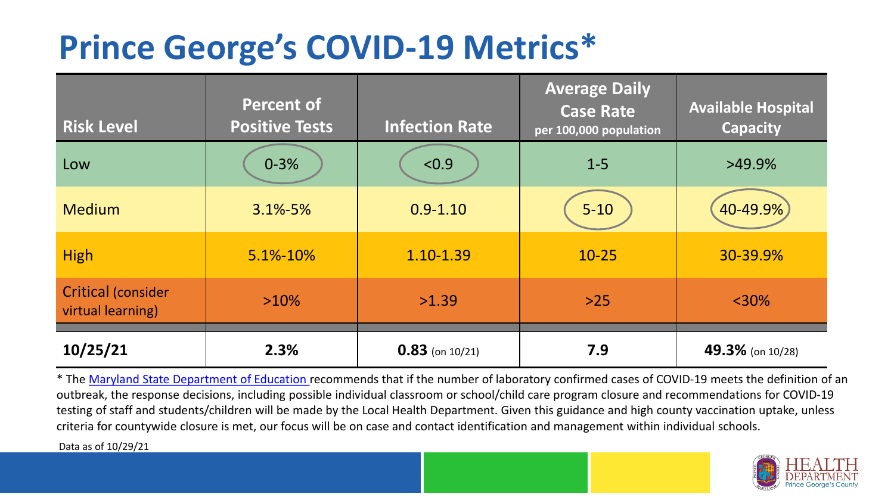# Prince George's COVID-19 Metrics*

| Risk Level | Percent of Positive Tests | Infection Rate | Average Daily Case Rate per 100,000 population | Available Hospital Capacity |
|---|---|---|---|---|
| Low | 0-3% | <0.9 | 1-5 | >49.9% |
| Medium | 3.1%-5% | 0.9-1.10 | 5-10 | 40-49.9% |
| High | 5.1%-10% | 1.10-1.39 | 10-25 | 30-39.9% |
| Critical (consider virtual learning) | >10% | >1.39 | >25 | <30% |
| **10/25/21** | **2.3%** | **0.83** (on 10/21) | **7.9** | **49.3%** (on 10/28) |

* The Maryland State Department of Education recommends that if the number of laboratory confirmed cases of COVID-19 meets the definition of an outbreak, the response decisions, including possible individual classroom or school/child care program closure and recommendations for COVID-19 testing of staff and students/children will be made by the Local Health Department. Given this guidance and high county vaccination uptake, unless criteria for countywide closure is met, our focus will be on case and contact identification and management within individual schools.

Data as of 10/29/21

HEALTH DEPARTMENT Prince George's County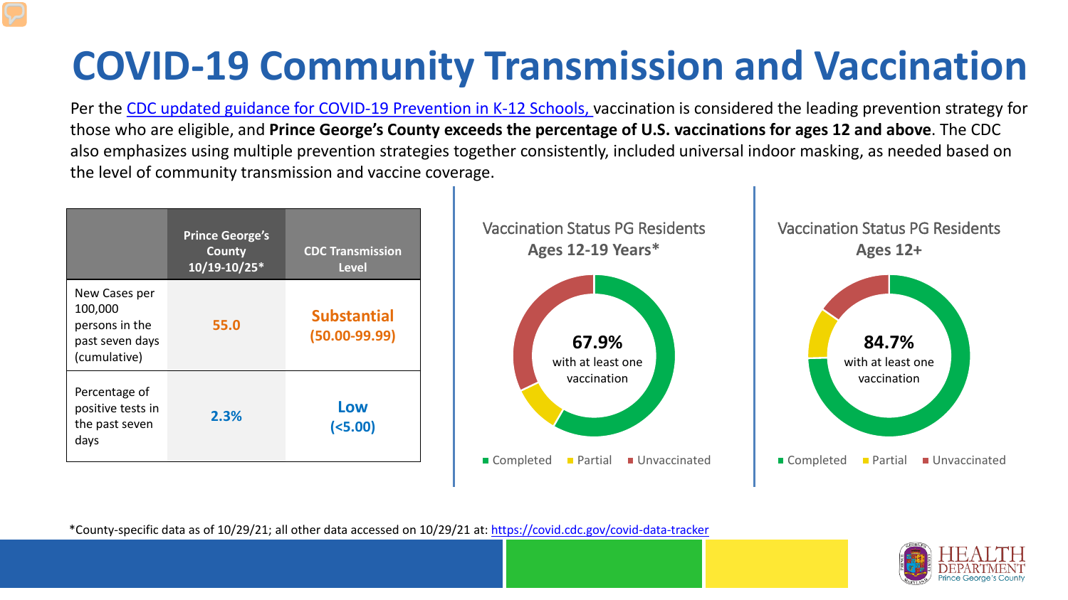# COVID-19 Community Transmission and Vaccination

Per the [CDC updated guidance for COVID-19 Prevention in K-12 Schools,](#) vaccination is considered the leading prevention strategy for those who are eligible, and **Prince George's County exceeds the percentage of U.S. vaccinations for ages 12 and above**. The CDC also emphasizes using multiple prevention strategies together consistently, included universal indoor masking, as needed based on the level of community transmission and vaccine coverage.

| | Prince George's County 10/19-10/25* | CDC Transmission Level |
|---|---|---|
| New Cases per 100,000 persons in the past seven days (cumulative) | 55.0 | Substantial (50.00-99.99) |
| Percentage of positive tests in the past seven days | 2.3% | Low (<5.00) |

Vaccination Status PG Residents
Ages 12-19 Years*

67.9% with at least one vaccination

Completed | Partial | Unvaccinated

Vaccination Status PG Residents
Ages 12+

84.7% with at least one vaccination

Completed | Partial | Unvaccinated

*County-specific data as of 10/29/21; all other data accessed on 10/29/21 at: https://covid.cdc.gov/covid-data-tracker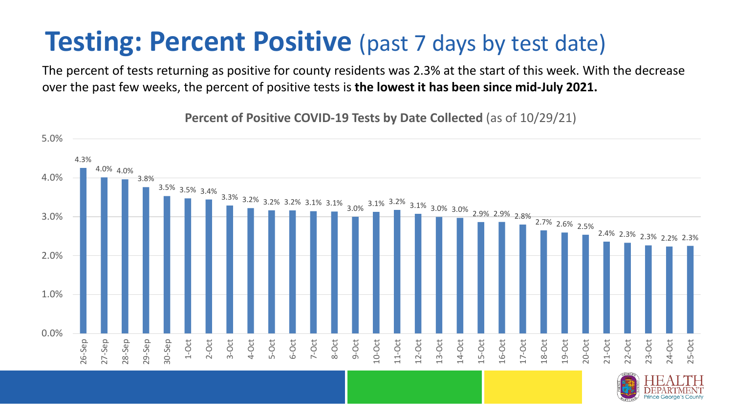# Testing: Percent Positive (past 7 days by test date)

The percent of tests returning as positive for county residents was 2.3% at the start of this week. With the decrease over the past few weeks, the percent of positive tests is **the lowest it has been since mid-July 2021.**

**Percent of Positive COVID-19 Tests by Date Collected** (as of 10/29/21)

| Date | Percent Positive |
| --- | --- |
| 26-Sep | 4.3% |
| 27-Sep | 4.0% |
| 28-Sep | 4.0% |
| 29-Sep | 3.8% |
| 30-Sep | 3.5% |
| 1-Oct | 3.5% |
| 2-Oct | 3.4% |
| 3-Oct | 3.3% |
| 4-Oct | 3.2% |
| 5-Oct | 3.2% |
| 6-Oct | 3.2% |
| 7-Oct | 3.1% |
| 8-Oct | 3.1% |
| 9-Oct | 3.0% |
| 10-Oct | 3.1% |
| 11-Oct | 3.2% |
| 12-Oct | 3.1% |
| 13-Oct | 3.0% |
| 14-Oct | 3.0% |
| 15-Oct | 2.9% |
| 16-Oct | 2.9% |
| 17-Oct | 2.8% |
| 18-Oct | 2.7% |
| 19-Oct | 2.6% |
| 20-Oct | 2.5% |
| 21-Oct | 2.4% |
| 22-Oct | 2.3% |
| 23-Oct | 2.3% |
| 24-Oct | 2.2% |
| 25-Oct | 2.3% |

HEALTH DEPARTMENT Prince George's County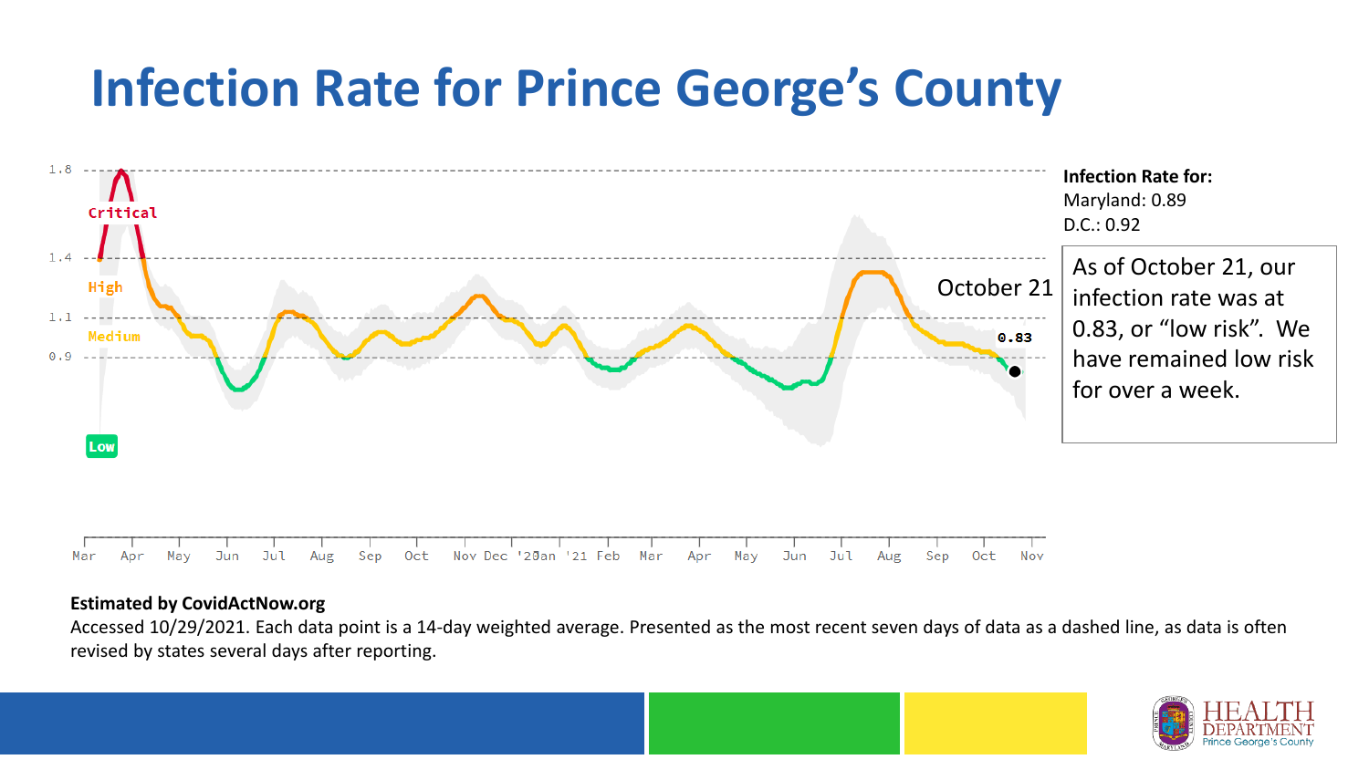# Infection Rate for Prince George's County

Critical

High

Medium

Low

1.8

1.4

1.1

0.9

October 21

0.83

Mar Apr May Jun Jul Aug Sep Oct Nov Dec '20 Jan '21 Feb Mar Apr May Jun Jul Aug Sep Oct Nov

**Infection Rate for:**
Maryland: 0.89
D.C.: 0.92

As of October 21, our infection rate was at 0.83, or "low risk". We have remained low risk for over a week.

**Estimated by CovidActNow.org**

Accessed 10/29/2021. Each data point is a 14-day weighted average. Presented as the most recent seven days of data as a dashed line, as data is often revised by states several days after reporting.

HEALTH DEPARTMENT Prince George's County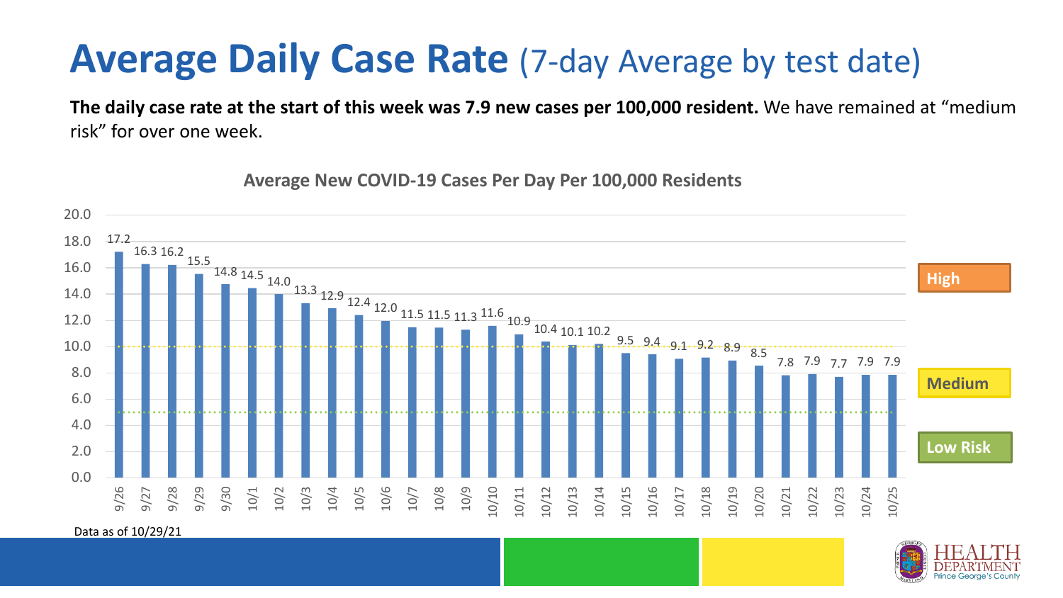# **Average Daily Case Rate** (7-day Average by test date)

**The daily case rate at the start of this week was 7.9 new cases per 100,000 resident.** We have remained at "medium risk" for over one week.

**Average New COVID-19 Cases Per Day Per 100,000 Residents**

| Date | Cases per 100,000 |
|---|---|
| 9/26 | 17.2 |
| 9/27 | 16.3 |
| 9/28 | 16.2 |
| 9/29 | 15.5 |
| 9/30 | 14.8 |
| 10/1 | 14.5 |
| 10/2 | 14.0 |
| 10/3 | 13.3 |
| 10/4 | 12.9 |
| 10/5 | 12.4 |
| 10/6 | 12.0 |
| 10/7 | 11.5 |
| 10/8 | 11.5 |
| 10/9 | 11.3 |
| 10/10 | 11.6 |
| 10/11 | 10.9 |
| 10/12 | 10.4 |
| 10/13 | 10.1 |
| 10/14 | 10.2 |
| 10/15 | 9.5 |
| 10/16 | 9.4 |
| 10/17 | 9.1 |
| 10/18 | 9.2 |
| 10/19 | 8.9 |
| 10/20 | 8.5 |
| 10/21 | 7.8 |
| 10/22 | 7.9 |
| 10/23 | 7.7 |
| 10/24 | 7.9 |
| 10/25 | 7.9 |

High

Medium

Low Risk

Data as of 10/29/21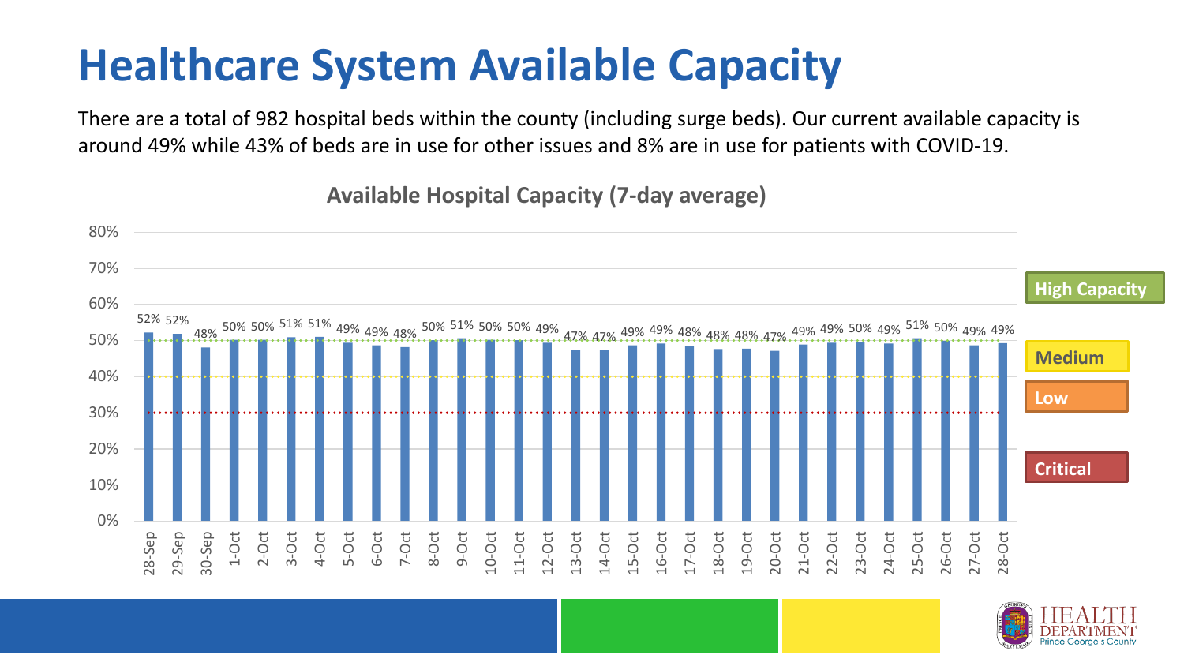# Healthcare System Available Capacity

There are a total of 982 hospital beds within the county (including surge beds). Our current available capacity is around 49% while 43% of beds are in use for other issues and 8% are in use for patients with COVID-19.

Available Hospital Capacity (7-day average)

80%
70%
60%
50%
40%
30%
20%
10%
0%

52% 52% 48% 50% 50% 51% 51% 49% 49% 48% 50% 51% 50% 50% 49% 47% 47% 49% 49% 48% 48% 48% 47% 49% 49% 50% 49% 51% 50% 49% 49%

28-Sep 29-Sep 30-Sep 1-Oct 2-Oct 3-Oct 4-Oct 5-Oct 6-Oct 7-Oct 8-Oct 9-Oct 10-Oct 11-Oct 12-Oct 13-Oct 14-Oct 15-Oct 16-Oct 17-Oct 18-Oct 19-Oct 20-Oct 21-Oct 22-Oct 23-Oct 24-Oct 25-Oct 26-Oct 27-Oct 28-Oct

High Capacity

Medium

Low

Critical